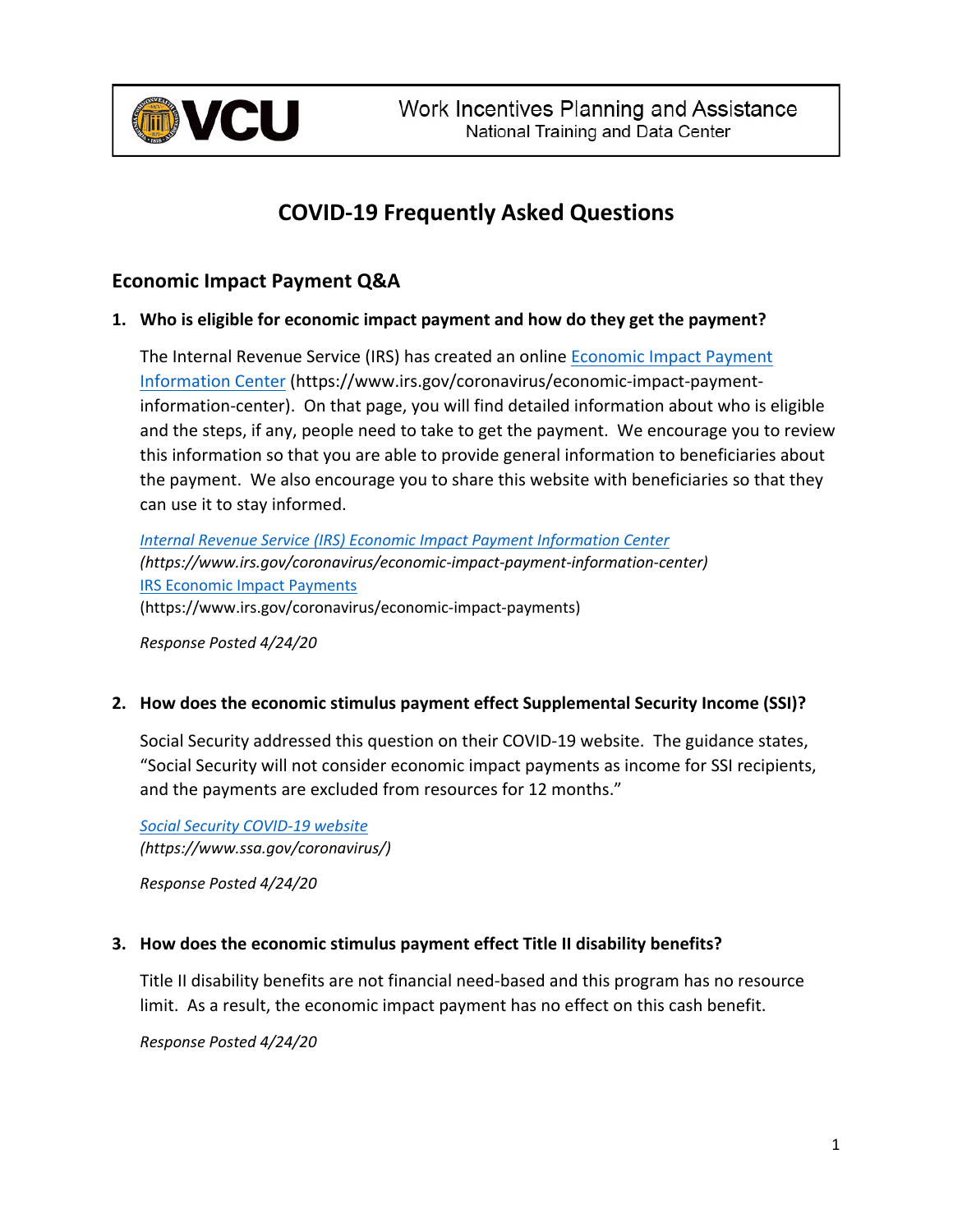Work Incentives Planning and Assistance
National Training and Data Center

# COVID-19 Frequently Asked Questions

## Economic Impact Payment Q&A

**1. Who is eligible for economic impact payment and how do they get the payment?**

The Internal Revenue Service (IRS) has created an online [Economic Impact Payment Information Center](https://www.irs.gov/coronavirus/economic-impact-payment-information-center) (https://www.irs.gov/coronavirus/economic-impact-payment-information-center). On that page, you will find detailed information about who is eligible and the steps, if any, people need to take to get the payment. We encourage you to review this information so that you are able to provide general information to beneficiaries about the payment. We also encourage you to share this website with beneficiaries so that they can use it to stay informed.

*[Internal Revenue Service (IRS) Economic Impact Payment Information Center](https://www.irs.gov/coronavirus/economic-impact-payment-information-center)*
*(https://www.irs.gov/coronavirus/economic-impact-payment-information-center)*
[IRS Economic Impact Payments](https://www.irs.gov/coronavirus/economic-impact-payments)
(https://www.irs.gov/coronavirus/economic-impact-payments)

*Response Posted 4/24/20*

**2. How does the economic stimulus payment effect Supplemental Security Income (SSI)?**

Social Security addressed this question on their COVID-19 website. The guidance states, "Social Security will not consider economic impact payments as income for SSI recipients, and the payments are excluded from resources for 12 months."

*[Social Security COVID-19 website](https://www.ssa.gov/coronavirus/)*
*(https://www.ssa.gov/coronavirus/)*

*Response Posted 4/24/20*

**3. How does the economic stimulus payment effect Title II disability benefits?**

Title II disability benefits are not financial need-based and this program has no resource limit. As a result, the economic impact payment has no effect on this cash benefit.

*Response Posted 4/24/20*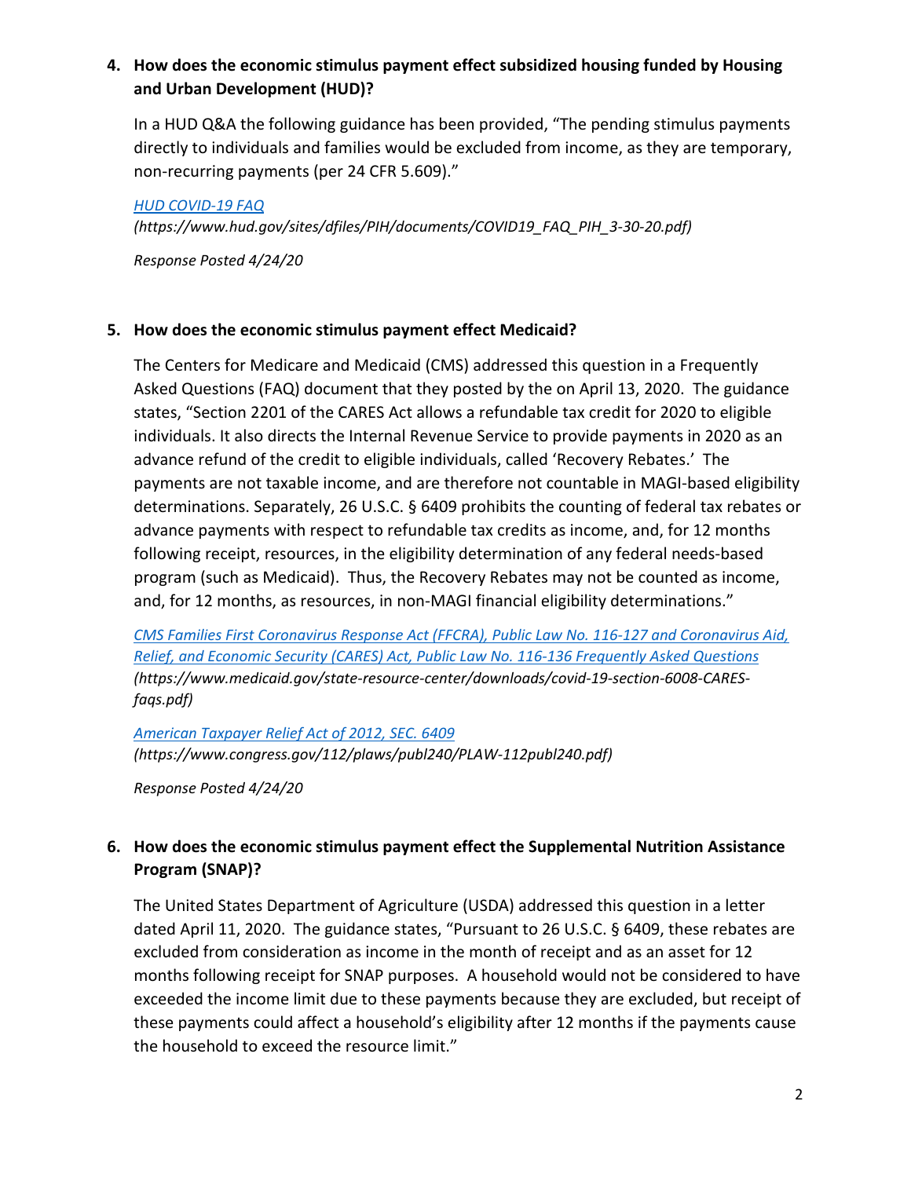**4. How does the economic stimulus payment effect subsidized housing funded by Housing and Urban Development (HUD)?**

In a HUD Q&A the following guidance has been provided, "The pending stimulus payments directly to individuals and families would be excluded from income, as they are temporary, non-recurring payments (per 24 CFR 5.609)."

[HUD COVID-19 FAQ](https://www.hud.gov/sites/dfiles/PIH/documents/COVID19_FAQ_PIH_3-30-20.pdf)
*(https://www.hud.gov/sites/dfiles/PIH/documents/COVID19_FAQ_PIH_3-30-20.pdf)*

*Response Posted 4/24/20*

**5. How does the economic stimulus payment effect Medicaid?**

The Centers for Medicare and Medicaid (CMS) addressed this question in a Frequently Asked Questions (FAQ) document that they posted by the on April 13, 2020. The guidance states, "Section 2201 of the CARES Act allows a refundable tax credit for 2020 to eligible individuals. It also directs the Internal Revenue Service to provide payments in 2020 as an advance refund of the credit to eligible individuals, called 'Recovery Rebates.' The payments are not taxable income, and are therefore not countable in MAGI-based eligibility determinations. Separately, 26 U.S.C. § 6409 prohibits the counting of federal tax rebates or advance payments with respect to refundable tax credits as income, and, for 12 months following receipt, resources, in the eligibility determination of any federal needs-based program (such as Medicaid). Thus, the Recovery Rebates may not be counted as income, and, for 12 months, as resources, in non-MAGI financial eligibility determinations."

[CMS Families First Coronavirus Response Act (FFCRA), Public Law No. 116-127 and Coronavirus Aid, Relief, and Economic Security (CARES) Act, Public Law No. 116-136 Frequently Asked Questions](https://www.medicaid.gov/state-resource-center/downloads/covid-19-section-6008-CARES-faqs.pdf)
*(https://www.medicaid.gov/state-resource-center/downloads/covid-19-section-6008-CARES-faqs.pdf)*

[American Taxpayer Relief Act of 2012, SEC. 6409](https://www.congress.gov/112/plaws/publ240/PLAW-112publ240.pdf)
*(https://www.congress.gov/112/plaws/publ240/PLAW-112publ240.pdf)*

*Response Posted 4/24/20*

**6. How does the economic stimulus payment effect the Supplemental Nutrition Assistance Program (SNAP)?**

The United States Department of Agriculture (USDA) addressed this question in a letter dated April 11, 2020. The guidance states, "Pursuant to 26 U.S.C. § 6409, these rebates are excluded from consideration as income in the month of receipt and as an asset for 12 months following receipt for SNAP purposes. A household would not be considered to have exceeded the income limit due to these payments because they are excluded, but receipt of these payments could affect a household's eligibility after 12 months if the payments cause the household to exceed the resource limit."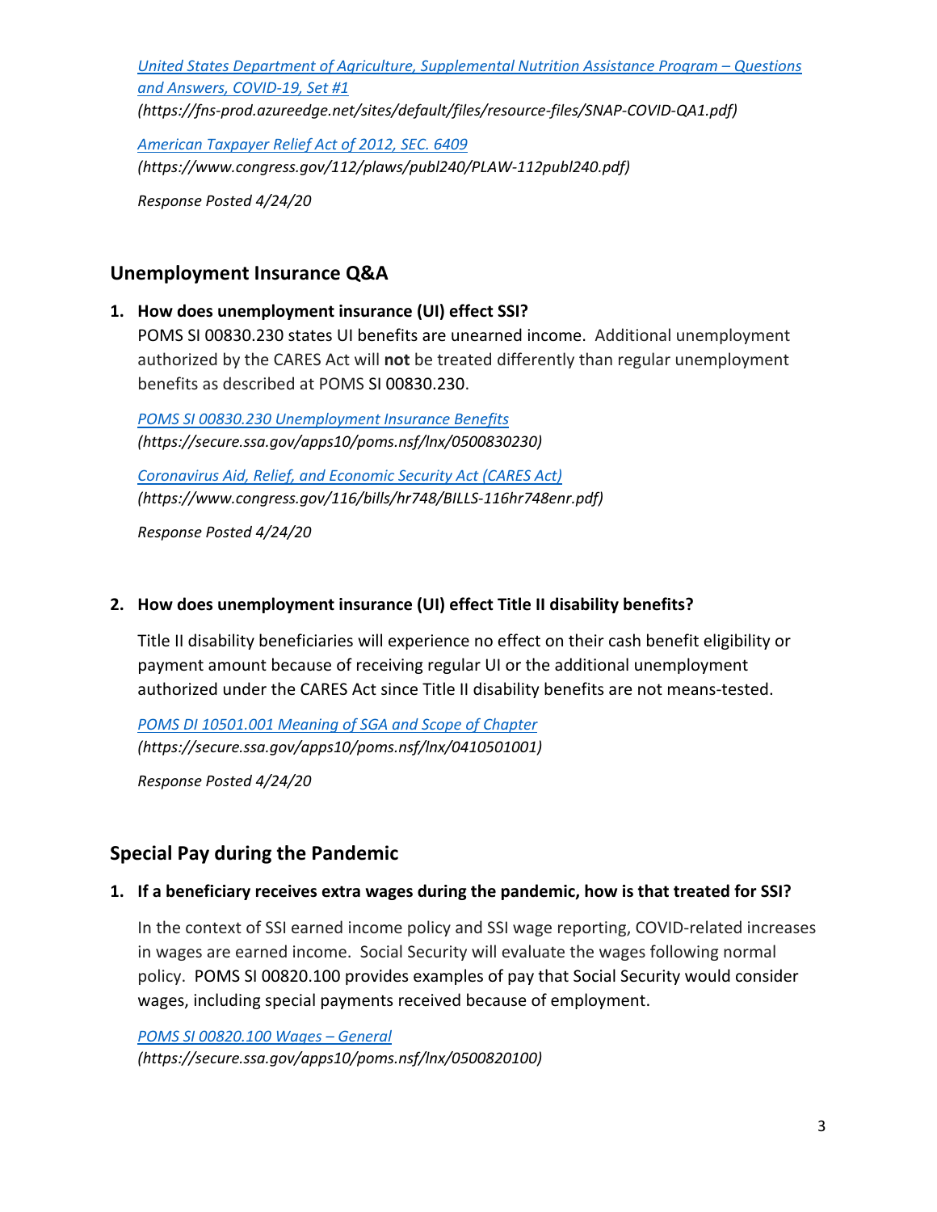[United States Department of Agriculture, Supplemental Nutrition Assistance Program – Questions and Answers, COVID-19, Set #1](https://fns-prod.azureedge.net/sites/default/files/resource-files/SNAP-COVID-QA1.pdf)
*(https://fns-prod.azureedge.net/sites/default/files/resource-files/SNAP-COVID-QA1.pdf)*

[American Taxpayer Relief Act of 2012, SEC. 6409](https://www.congress.gov/112/plaws/publ240/PLAW-112publ240.pdf)
*(https://www.congress.gov/112/plaws/publ240/PLAW-112publ240.pdf)*

*Response Posted 4/24/20*

## Unemployment Insurance Q&A

1. **How does unemployment insurance (UI) effect SSI?**

   POMS SI 00830.230 states UI benefits are unearned income. Additional unemployment authorized by the CARES Act will **not** be treated differently than regular unemployment benefits as described at POMS SI 00830.230.

   [POMS SI 00830.230 Unemployment Insurance Benefits](https://secure.ssa.gov/apps10/poms.nsf/lnx/0500830230)
   *(https://secure.ssa.gov/apps10/poms.nsf/lnx/0500830230)*

   [Coronavirus Aid, Relief, and Economic Security Act (CARES Act)](https://www.congress.gov/116/bills/hr748/BILLS-116hr748enr.pdf)
   *(https://www.congress.gov/116/bills/hr748/BILLS-116hr748enr.pdf)*

   *Response Posted 4/24/20*

2. **How does unemployment insurance (UI) effect Title II disability benefits?**

   Title II disability beneficiaries will experience no effect on their cash benefit eligibility or payment amount because of receiving regular UI or the additional unemployment authorized under the CARES Act since Title II disability benefits are not means-tested.

   [POMS DI 10501.001 Meaning of SGA and Scope of Chapter](https://secure.ssa.gov/apps10/poms.nsf/lnx/0410501001)
   *(https://secure.ssa.gov/apps10/poms.nsf/lnx/0410501001)*

   *Response Posted 4/24/20*

## Special Pay during the Pandemic

1. **If a beneficiary receives extra wages during the pandemic, how is that treated for SSI?**

   In the context of SSI earned income policy and SSI wage reporting, COVID-related increases in wages are earned income. Social Security will evaluate the wages following normal policy. POMS SI 00820.100 provides examples of pay that Social Security would consider wages, including special payments received because of employment.

   [POMS SI 00820.100 Wages – General](https://secure.ssa.gov/apps10/poms.nsf/lnx/0500820100)
   *(https://secure.ssa.gov/apps10/poms.nsf/lnx/0500820100)*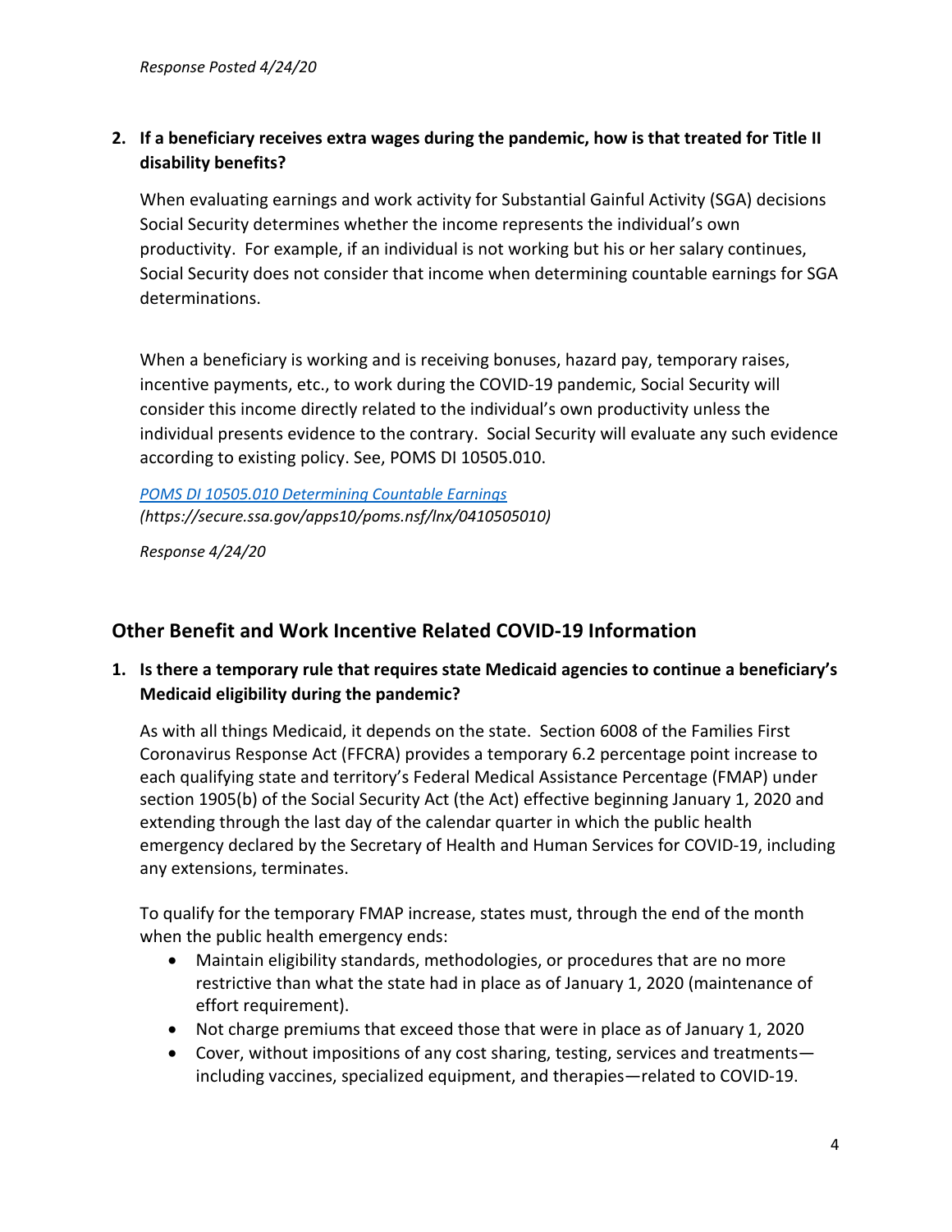*Response Posted 4/24/20*

**2. If a beneficiary receives extra wages during the pandemic, how is that treated for Title II disability benefits?**

When evaluating earnings and work activity for Substantial Gainful Activity (SGA) decisions Social Security determines whether the income represents the individual's own productivity. For example, if an individual is not working but his or her salary continues, Social Security does not consider that income when determining countable earnings for SGA determinations.

When a beneficiary is working and is receiving bonuses, hazard pay, temporary raises, incentive payments, etc., to work during the COVID-19 pandemic, Social Security will consider this income directly related to the individual's own productivity unless the individual presents evidence to the contrary. Social Security will evaluate any such evidence according to existing policy. See, POMS DI 10505.010.

*[POMS DI 10505.010 Determining Countable Earnings](https://secure.ssa.gov/apps10/poms.nsf/lnx/0410505010)*
*(https://secure.ssa.gov/apps10/poms.nsf/lnx/0410505010)*

*Response 4/24/20*

## Other Benefit and Work Incentive Related COVID-19 Information

**1. Is there a temporary rule that requires state Medicaid agencies to continue a beneficiary's Medicaid eligibility during the pandemic?**

As with all things Medicaid, it depends on the state. Section 6008 of the Families First Coronavirus Response Act (FFCRA) provides a temporary 6.2 percentage point increase to each qualifying state and territory's Federal Medical Assistance Percentage (FMAP) under section 1905(b) of the Social Security Act (the Act) effective beginning January 1, 2020 and extending through the last day of the calendar quarter in which the public health emergency declared by the Secretary of Health and Human Services for COVID-19, including any extensions, terminates.

To qualify for the temporary FMAP increase, states must, through the end of the month when the public health emergency ends:

- Maintain eligibility standards, methodologies, or procedures that are no more restrictive than what the state had in place as of January 1, 2020 (maintenance of effort requirement).
- Not charge premiums that exceed those that were in place as of January 1, 2020
- Cover, without impositions of any cost sharing, testing, services and treatments—including vaccines, specialized equipment, and therapies—related to COVID-19.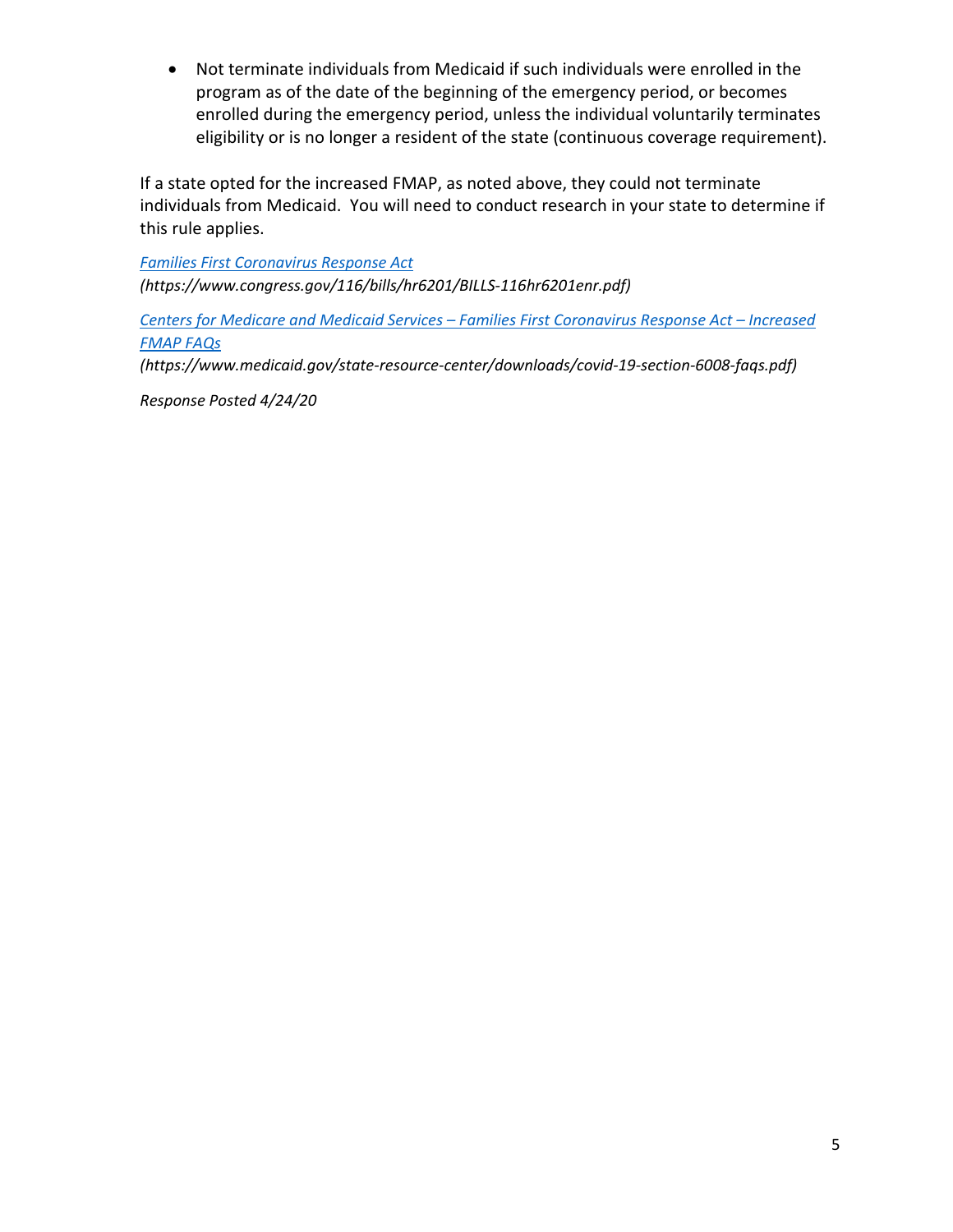- Not terminate individuals from Medicaid if such individuals were enrolled in the program as of the date of the beginning of the emergency period, or becomes enrolled during the emergency period, unless the individual voluntarily terminates eligibility or is no longer a resident of the state (continuous coverage requirement).

If a state opted for the increased FMAP, as noted above, they could not terminate individuals from Medicaid. You will need to conduct research in your state to determine if this rule applies.

*Families First Coronavirus Response Act*
*(https://www.congress.gov/116/bills/hr6201/BILLS-116hr6201enr.pdf)*

*Centers for Medicare and Medicaid Services – Families First Coronavirus Response Act – Increased FMAP FAQs*
*(https://www.medicaid.gov/state-resource-center/downloads/covid-19-section-6008-faqs.pdf)*

*Response Posted 4/24/20*